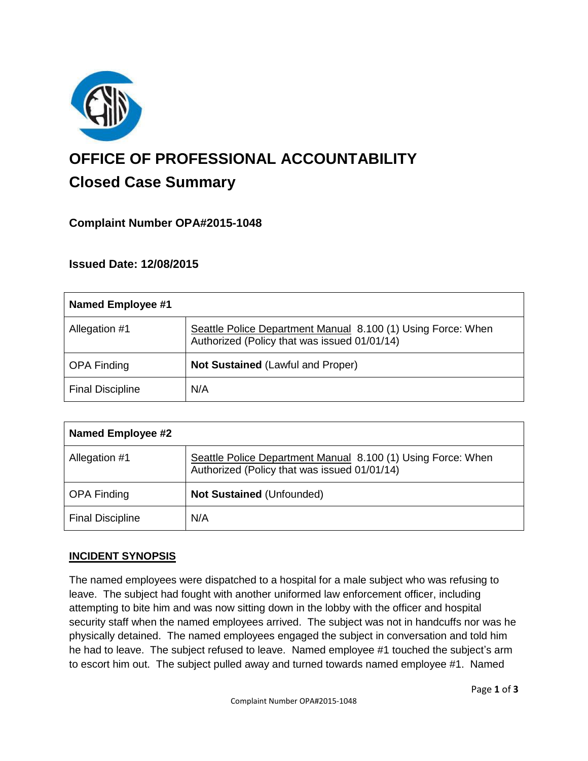# OFFICE OF PROFESSIONAL ACCOUNTABILITY

## Closed Case Summary

### Complaint Number OPA#2015-1048

### Issued Date: 12/08/2015

| Named Employee #1 | |
|---|---|
| Allegation #1 | Seattle Police Department Manual 8.100 (1) Using Force: When Authorized (Policy that was issued 01/01/14) |
| OPA Finding | **Not Sustained** (Lawful and Proper) |
| Final Discipline | N/A |

| Named Employee #2 | |
|---|---|
| Allegation #1 | Seattle Police Department Manual 8.100 (1) Using Force: When Authorized (Policy that was issued 01/01/14) |
| OPA Finding | **Not Sustained** (Unfounded) |
| Final Discipline | N/A |

**INCIDENT SYNOPSIS**

The named employees were dispatched to a hospital for a male subject who was refusing to leave. The subject had fought with another uniformed law enforcement officer, including attempting to bite him and was now sitting down in the lobby with the officer and hospital security staff when the named employees arrived. The subject was not in handcuffs nor was he physically detained. The named employees engaged the subject in conversation and told him he had to leave. The subject refused to leave. Named employee #1 touched the subject's arm to escort him out. The subject pulled away and turned towards named employee #1. Named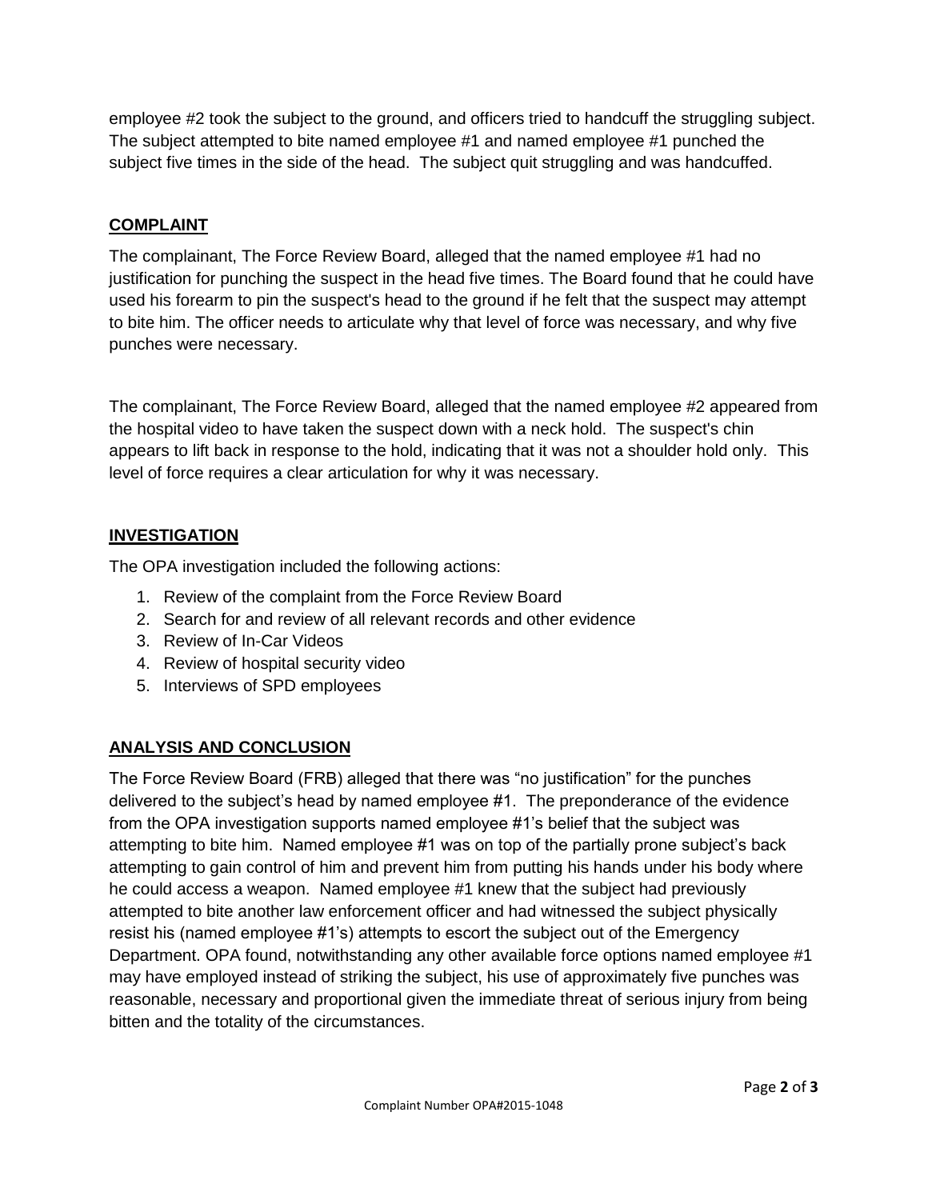employee #2 took the subject to the ground, and officers tried to handcuff the struggling subject. The subject attempted to bite named employee #1 and named employee #1 punched the subject five times in the side of the head. The subject quit struggling and was handcuffed.

## COMPLAINT

The complainant, The Force Review Board, alleged that the named employee #1 had no justification for punching the suspect in the head five times. The Board found that he could have used his forearm to pin the suspect's head to the ground if he felt that the suspect may attempt to bite him. The officer needs to articulate why that level of force was necessary, and why five punches were necessary.

The complainant, The Force Review Board, alleged that the named employee #2 appeared from the hospital video to have taken the suspect down with a neck hold. The suspect's chin appears to lift back in response to the hold, indicating that it was not a shoulder hold only. This level of force requires a clear articulation for why it was necessary.

## INVESTIGATION

The OPA investigation included the following actions:

1. Review of the complaint from the Force Review Board
2. Search for and review of all relevant records and other evidence
3. Review of In-Car Videos
4. Review of hospital security video
5. Interviews of SPD employees

## ANALYSIS AND CONCLUSION

The Force Review Board (FRB) alleged that there was "no justification" for the punches delivered to the subject's head by named employee #1. The preponderance of the evidence from the OPA investigation supports named employee #1's belief that the subject was attempting to bite him. Named employee #1 was on top of the partially prone subject's back attempting to gain control of him and prevent him from putting his hands under his body where he could access a weapon. Named employee #1 knew that the subject had previously attempted to bite another law enforcement officer and had witnessed the subject physically resist his (named employee #1's) attempts to escort the subject out of the Emergency Department. OPA found, notwithstanding any other available force options named employee #1 may have employed instead of striking the subject, his use of approximately five punches was reasonable, necessary and proportional given the immediate threat of serious injury from being bitten and the totality of the circumstances.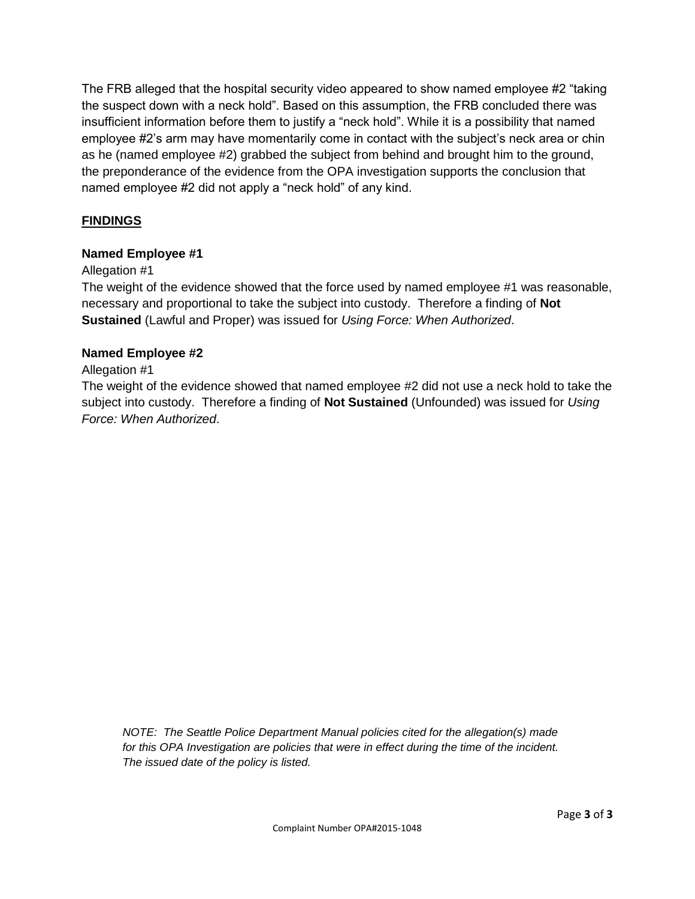The FRB alleged that the hospital security video appeared to show named employee #2 "taking the suspect down with a neck hold". Based on this assumption, the FRB concluded there was insufficient information before them to justify a "neck hold". While it is a possibility that named employee #2's arm may have momentarily come in contact with the subject's neck area or chin as he (named employee #2) grabbed the subject from behind and brought him to the ground, the preponderance of the evidence from the OPA investigation supports the conclusion that named employee #2 did not apply a "neck hold" of any kind.

## FINDINGS

**Named Employee #1**

Allegation #1

The weight of the evidence showed that the force used by named employee #1 was reasonable, necessary and proportional to take the subject into custody. Therefore a finding of **Not Sustained** (Lawful and Proper) was issued for *Using Force: When Authorized*.

**Named Employee #2**

Allegation #1

The weight of the evidence showed that named employee #2 did not use a neck hold to take the subject into custody. Therefore a finding of **Not Sustained** (Unfounded) was issued for *Using Force: When Authorized*.

*NOTE: The Seattle Police Department Manual policies cited for the allegation(s) made for this OPA Investigation are policies that were in effect during the time of the incident. The issued date of the policy is listed.*

Complaint Number OPA#2015-1048